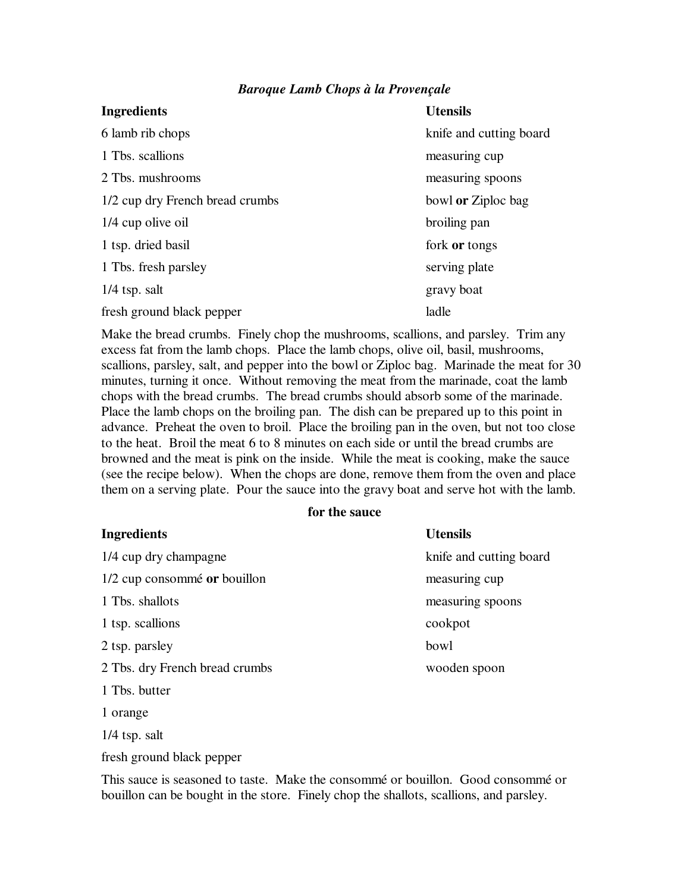### *Baroque Lamb Chops à la Provençale*

| **Ingredients** | **Utensils** |
|---|---|
| 6 lamb rib chops | knife and cutting board |
| 1 Tbs. scallions | measuring cup |
| 2 Tbs. mushrooms | measuring spoons |
| 1/2 cup dry French bread crumbs | bowl **or** Ziploc bag |
| 1/4 cup olive oil | broiling pan |
| 1 tsp. dried basil | fork **or** tongs |
| 1 Tbs. fresh parsley | serving plate |
| 1/4 tsp. salt | gravy boat |
| fresh ground black pepper | ladle |

Make the bread crumbs. Finely chop the mushrooms, scallions, and parsley. Trim any excess fat from the lamb chops. Place the lamb chops, olive oil, basil, mushrooms, scallions, parsley, salt, and pepper into the bowl or Ziploc bag. Marinade the meat for 30 minutes, turning it once. Without removing the meat from the marinade, coat the lamb chops with the bread crumbs. The bread crumbs should absorb some of the marinade. Place the lamb chops on the broiling pan. The dish can be prepared up to this point in advance. Preheat the oven to broil. Place the broiling pan in the oven, but not too close to the heat. Broil the meat 6 to 8 minutes on each side or until the bread crumbs are browned and the meat is pink on the inside. While the meat is cooking, make the sauce (see the recipe below). When the chops are done, remove them from the oven and place them on a serving plate. Pour the sauce into the gravy boat and serve hot with the lamb.

#### for the sauce

| **Ingredients** | **Utensils** |
|---|---|
| 1/4 cup dry champagne | knife and cutting board |
| 1/2 cup consommé **or** bouillon | measuring cup |
| 1 Tbs. shallots | measuring spoons |
| 1 tsp. scallions | cookpot |
| 2 tsp. parsley | bowl |
| 2 Tbs. dry French bread crumbs | wooden spoon |
| 1 Tbs. butter | |
| 1 orange | |
| 1/4 tsp. salt | |
| fresh ground black pepper | |

This sauce is seasoned to taste. Make the consommé or bouillon. Good consommé or bouillon can be bought in the store. Finely chop the shallots, scallions, and parsley.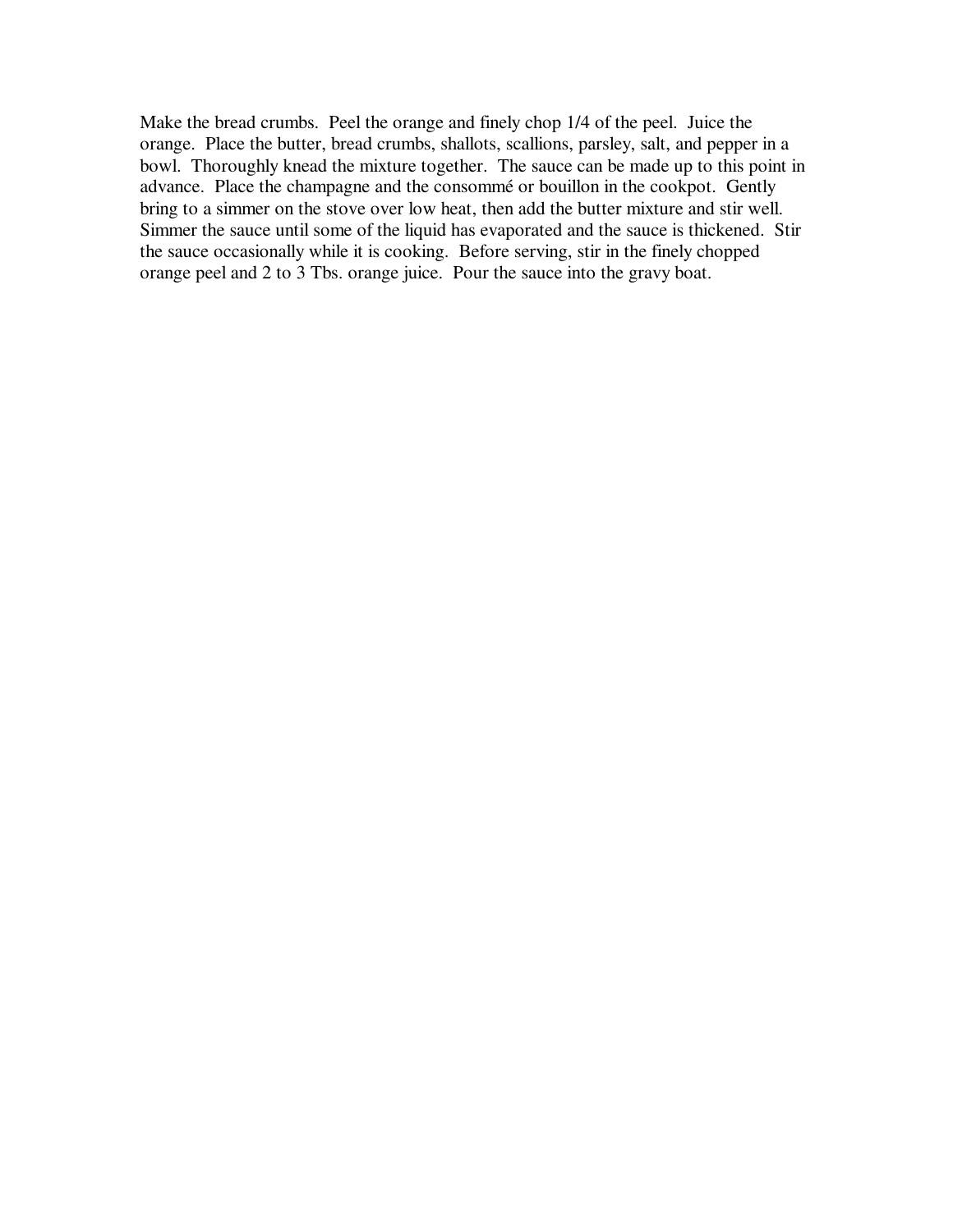Make the bread crumbs. Peel the orange and finely chop 1/4 of the peel. Juice the orange. Place the butter, bread crumbs, shallots, scallions, parsley, salt, and pepper in a bowl. Thoroughly knead the mixture together. The sauce can be made up to this point in advance. Place the champagne and the consommé or bouillon in the cookpot. Gently bring to a simmer on the stove over low heat, then add the butter mixture and stir well. Simmer the sauce until some of the liquid has evaporated and the sauce is thickened. Stir the sauce occasionally while it is cooking. Before serving, stir in the finely chopped orange peel and 2 to 3 Tbs. orange juice. Pour the sauce into the gravy boat.